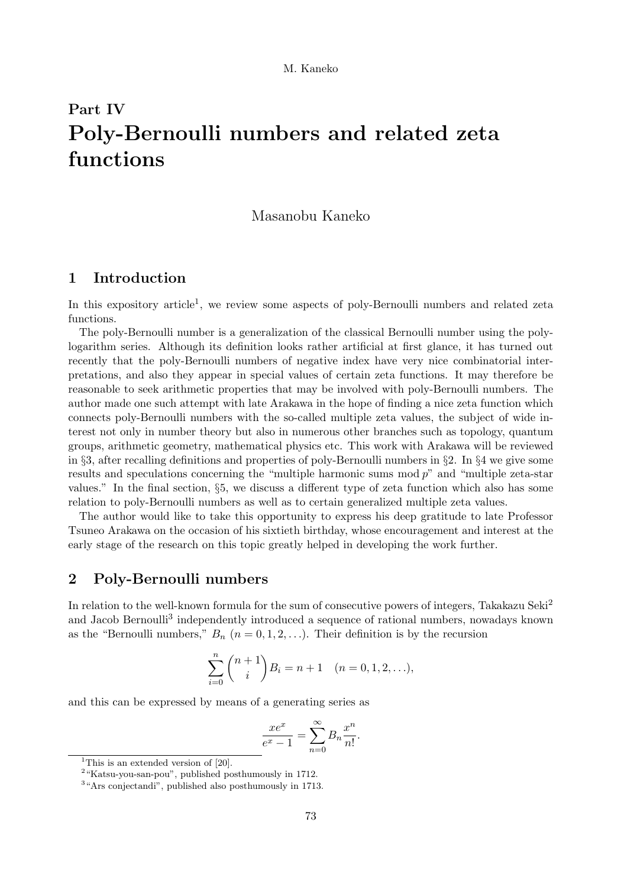## Part IV

# Poly-Bernoulli numbers and related zeta functions

Masanobu Kaneko

## 1 Introduction

In this expository article[1], we review some aspects of poly-Bernoulli numbers and related zeta functions.

The poly-Bernoulli number is a generalization of the classical Bernoulli number using the polylogarithm series. Although its definition looks rather artificial at first glance, it has turned out recently that the poly-Bernoulli numbers of negative index have very nice combinatorial interpretations, and also they appear in special values of certain zeta functions. It may therefore be reasonable to seek arithmetic properties that may be involved with poly-Bernoulli numbers. The author made one such attempt with late Arakawa in the hope of finding a nice zeta function which connects poly-Bernoulli numbers with the so-called multiple zeta values, the subject of wide interest not only in number theory but also in numerous other branches such as topology, quantum groups, arithmetic geometry, mathematical physics etc. This work with Arakawa will be reviewed in §3, after recalling definitions and properties of poly-Bernoulli numbers in §2. In §4 we give some results and speculations concerning the "multiple harmonic sums mod $p$" and "multiple zeta-star values." In the final section, §5, we discuss a different type of zeta function which also has some relation to poly-Bernoulli numbers as well as to certain generalized multiple zeta values.

The author would like to take this opportunity to express his deep gratitude to late Professor Tsuneo Arakawa on the occasion of his sixtieth birthday, whose encouragement and interest at the early stage of the research on this topic greatly helped in developing the work further.

## 2 Poly-Bernoulli numbers

In relation to the well-known formula for the sum of consecutive powers of integers, Takakazu Seki[2] and Jacob Bernoulli[3] independently introduced a sequence of rational numbers, nowadays known as the "Bernoulli numbers," $B_n$ $(n = 0, 1, 2, \ldots)$. Their definition is by the recursion

$$\sum_{i=0}^{n} \binom{n+1}{i} B_i = n+1 \quad (n = 0, 1, 2, \ldots),$$

and this can be expressed by means of a generating series as

$$\frac{xe^x}{e^x - 1} = \sum_{n=0}^{\infty} B_n \frac{x^n}{n!}.$$

---

[1] This is an extended version of [20].

[2] "Katsu-you-san-pou", published posthumously in 1712.

[3] "Ars conjectandi", published also posthumously in 1713.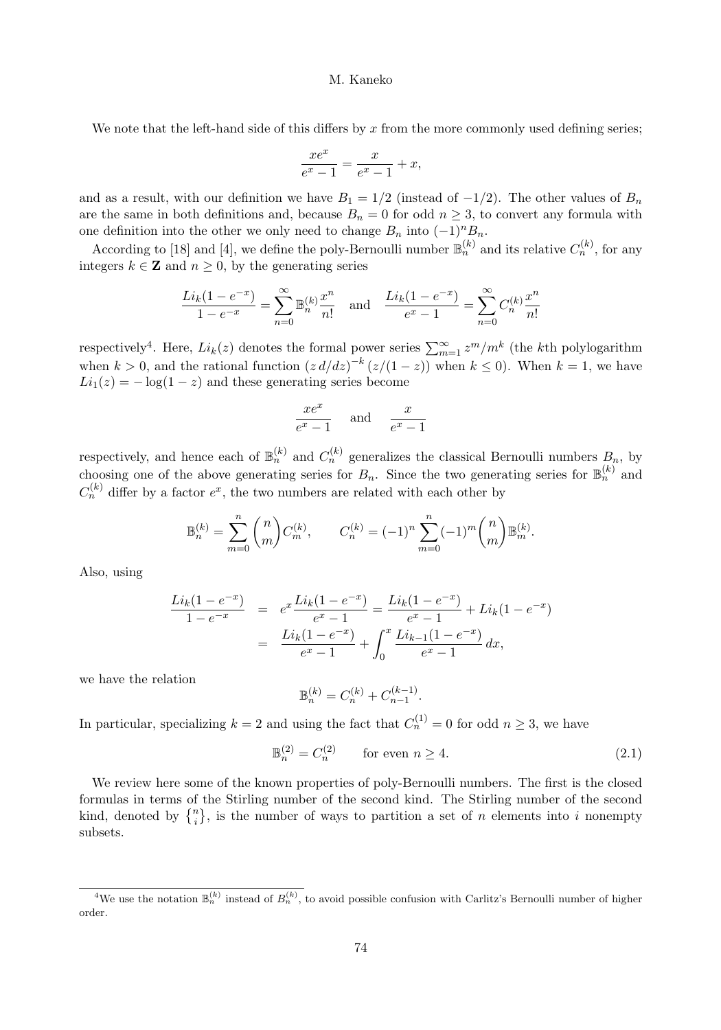We note that the left-hand side of this differs by $x$ from the more commonly used defining series;

$$\frac{xe^x}{e^x-1} = \frac{x}{e^x-1} + x,$$

and as a result, with our definition we have $B_1 = 1/2$ (instead of $-1/2$). The other values of $B_n$ are the same in both definitions and, because $B_n = 0$ for odd $n \geq 3$, to convert any formula with one definition into the other we only need to change $B_n$ into $(-1)^n B_n$.

According to [18] and [4], we define the poly-Bernoulli number $\mathbb{B}_n^{(k)}$ and its relative $C_n^{(k)}$, for any integers $k \in \mathbf{Z}$ and $n \geq 0$, by the generating series

$$\frac{Li_k(1-e^{-x})}{1-e^{-x}} = \sum_{n=0}^{\infty} \mathbb{B}_n^{(k)} \frac{x^n}{n!} \quad \text{and} \quad \frac{Li_k(1-e^{-x})}{e^x-1} = \sum_{n=0}^{\infty} C_n^{(k)} \frac{x^n}{n!}$$

respectively[4]. Here, $Li_k(z)$ denotes the formal power series $\sum_{m=1}^{\infty} z^m/m^k$ (the $k$th polylogarithm when $k > 0$, and the rational function $(z\,d/dz)^{-k}\,(z/(1-z))$ when $k \leq 0$). When $k = 1$, we have $Li_1(z) = -\log(1-z)$ and these generating series become

$$\frac{xe^x}{e^x-1} \quad \text{and} \quad \frac{x}{e^x-1}$$

respectively, and hence each of $\mathbb{B}_n^{(k)}$ and $C_n^{(k)}$ generalizes the classical Bernoulli numbers $B_n$, by choosing one of the above generating series for $B_n$. Since the two generating series for $\mathbb{B}_n^{(k)}$ and $C_n^{(k)}$ differ by a factor $e^x$, the two numbers are related with each other by

$$\mathbb{B}_n^{(k)} = \sum_{m=0}^{n} \binom{n}{m} C_m^{(k)}, \qquad C_n^{(k)} = (-1)^n \sum_{m=0}^{n} (-1)^m \binom{n}{m} \mathbb{B}_m^{(k)}.$$

Also, using

$$\begin{aligned}
\frac{Li_k(1-e^{-x})}{1-e^{-x}} &= e^x \frac{Li_k(1-e^{-x})}{e^x-1} = \frac{Li_k(1-e^{-x})}{e^x-1} + Li_k(1-e^{-x}) \\
&= \frac{Li_k(1-e^{-x})}{e^x-1} + \int_0^x \frac{Li_{k-1}(1-e^{-x})}{e^x-1}\, dx,
\end{aligned}$$

we have the relation

$$\mathbb{B}_n^{(k)} = C_n^{(k)} + C_{n-1}^{(k-1)}.$$

In particular, specializing $k = 2$ and using the fact that $C_n^{(1)} = 0$ for odd $n \geq 3$, we have

$$\mathbb{B}_n^{(2)} = C_n^{(2)} \qquad \text{for even } n \geq 4. \tag{2.1}$$

We review here some of the known properties of poly-Bernoulli numbers. The first is the closed formulas in terms of the Stirling number of the second kind. The Stirling number of the second kind, denoted by $\left\{ {n \atop i} \right\}$, is the number of ways to partition a set of $n$ elements into $i$ nonempty subsets.

---

[4]We use the notation $\mathbb{B}_n^{(k)}$ instead of $B_n^{(k)}$, to avoid possible confusion with Carlitz's Bernoulli number of higher order.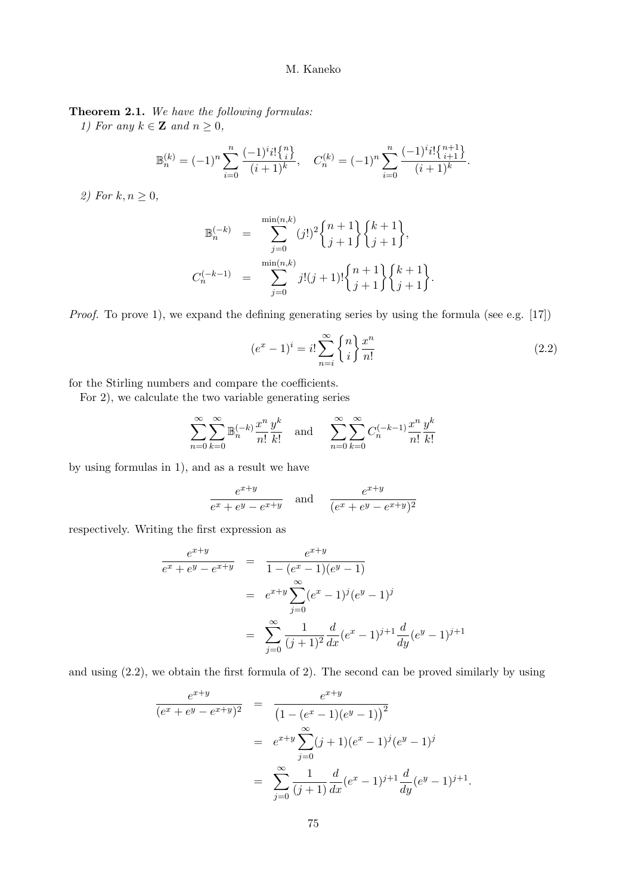**Theorem 2.1.** *We have the following formulas:*

*1) For any $k \in \mathbf{Z}$ and $n \geq 0$,*

$$\mathbb{B}_n^{(k)} = (-1)^n \sum_{i=0}^{n} \frac{(-1)^i i! \left\{ {n \atop i} \right\}}{(i+1)^k}, \quad C_n^{(k)} = (-1)^n \sum_{i=0}^{n} \frac{(-1)^i i! \left\{ {n+1 \atop i+1} \right\}}{(i+1)^k}.$$

*2) For $k, n \geq 0$,*

$$\begin{aligned}
\mathbb{B}_n^{(-k)} &= \sum_{j=0}^{\min(n,k)} (j!)^2 \left\{ {n+1 \atop j+1} \right\} \left\{ {k+1 \atop j+1} \right\}, \\
C_n^{(-k-1)} &= \sum_{j=0}^{\min(n,k)} j!(j+1)! \left\{ {n+1 \atop j+1} \right\} \left\{ {k+1 \atop j+1} \right\}.
\end{aligned}$$

*Proof.* To prove 1), we expand the defining generating series by using the formula (see e.g. [17])

$$(e^x - 1)^i = i! \sum_{n=i}^{\infty} \left\{ {n \atop i} \right\} \frac{x^n}{n!} \tag{2.2}$$

for the Stirling numbers and compare the coefficients.

For 2), we calculate the two variable generating series

$$\sum_{n=0}^{\infty} \sum_{k=0}^{\infty} \mathbb{B}_n^{(-k)} \frac{x^n}{n!} \frac{y^k}{k!} \quad \text{and} \quad \sum_{n=0}^{\infty} \sum_{k=0}^{\infty} C_n^{(-k-1)} \frac{x^n}{n!} \frac{y^k}{k!}$$

by using formulas in 1), and as a result we have

$$\frac{e^{x+y}}{e^x + e^y - e^{x+y}} \quad \text{and} \quad \frac{e^{x+y}}{(e^x + e^y - e^{x+y})^2}$$

respectively. Writing the first expression as

$$\begin{aligned}
\frac{e^{x+y}}{e^x + e^y - e^{x+y}} &= \frac{e^{x+y}}{1 - (e^x - 1)(e^y - 1)} \\
&= e^{x+y} \sum_{j=0}^{\infty} (e^x - 1)^j (e^y - 1)^j \\
&= \sum_{j=0}^{\infty} \frac{1}{(j+1)^2} \frac{d}{dx}(e^x - 1)^{j+1} \frac{d}{dy}(e^y - 1)^{j+1}
\end{aligned}$$

and using (2.2), we obtain the first formula of 2). The second can be proved similarly by using

$$\begin{aligned}
\frac{e^{x+y}}{(e^x + e^y - e^{x+y})^2} &= \frac{e^{x+y}}{\left(1 - (e^x - 1)(e^y - 1)\right)^2} \\
&= e^{x+y} \sum_{j=0}^{\infty} (j+1)(e^x - 1)^j (e^y - 1)^j \\
&= \sum_{j=0}^{\infty} \frac{1}{(j+1)} \frac{d}{dx}(e^x - 1)^{j+1} \frac{d}{dy}(e^y - 1)^{j+1}.
\end{aligned}$$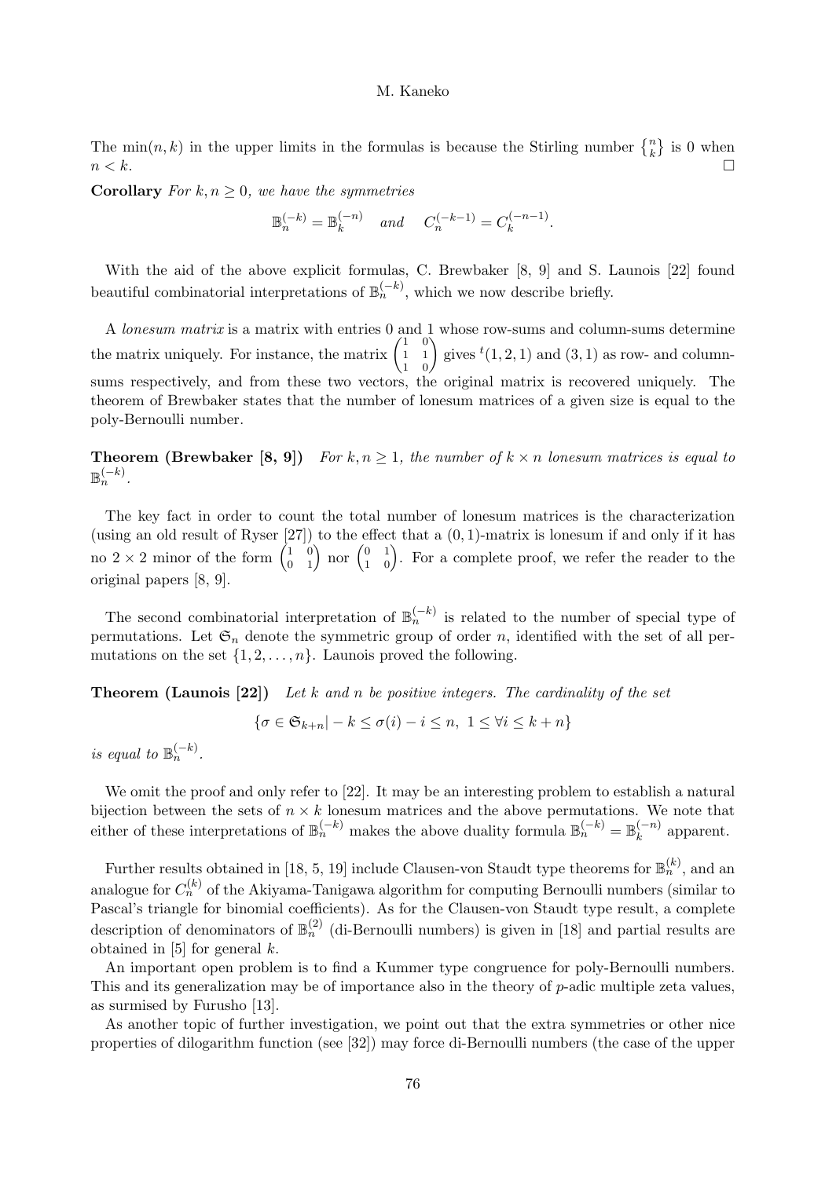The $\min(n, k)$ in the upper limits in the formulas is because the Stirling number $\left\{ {n \atop k} \right\}$ is 0 when $n < k$. $\square$

**Corollary** *For $k, n \geq 0$, we have the symmetries*

$$\mathbb{B}_n^{(-k)} = \mathbb{B}_k^{(-n)} \quad \text{and} \quad C_n^{(-k-1)} = C_k^{(-n-1)}.$$

With the aid of the above explicit formulas, C. Brewbaker [8, 9] and S. Launois [22] found beautiful combinatorial interpretations of $\mathbb{B}_n^{(-k)}$, which we now describe briefly.

A *lonesum matrix* is a matrix with entries 0 and 1 whose row-sums and column-sums determine the matrix uniquely. For instance, the matrix $\begin{pmatrix} 1 & 0 \\ 1 & 1 \\ 1 & 0 \end{pmatrix}$ gives ${}^t(1, 2, 1)$ and $(3, 1)$ as row- and column-sums respectively, and from these two vectors, the original matrix is recovered uniquely. The theorem of Brewbaker states that the number of lonesum matrices of a given size is equal to the poly-Bernoulli number.

**Theorem (Brewbaker [8, 9])** *For $k, n \geq 1$, the number of $k \times n$ lonesum matrices is equal to $\mathbb{B}_n^{(-k)}$.*

The key fact in order to count the total number of lonesum matrices is the characterization (using an old result of Ryser [27]) to the effect that a $(0, 1)$-matrix is lonesum if and only if it has no $2 \times 2$ minor of the form $\begin{pmatrix} 1 & 0 \\ 0 & 1 \end{pmatrix}$ nor $\begin{pmatrix} 0 & 1 \\ 1 & 0 \end{pmatrix}$. For a complete proof, we refer the reader to the original papers [8, 9].

The second combinatorial interpretation of $\mathbb{B}_n^{(-k)}$ is related to the number of special type of permutations. Let $\mathfrak{S}_n$ denote the symmetric group of order $n$, identified with the set of all permutations on the set $\{1, 2, \ldots, n\}$. Launois proved the following.

**Theorem (Launois [22])** *Let $k$ and $n$ be positive integers. The cardinality of the set*

$$\{\sigma \in \mathfrak{S}_{k+n} | -k \leq \sigma(i) - i \leq n, \ 1 \leq \forall i \leq k + n\}$$

*is equal to $\mathbb{B}_n^{(-k)}$.*

We omit the proof and only refer to [22]. It may be an interesting problem to establish a natural bijection between the sets of $n \times k$ lonesum matrices and the above permutations. We note that either of these interpretations of $\mathbb{B}_n^{(-k)}$ makes the above duality formula $\mathbb{B}_n^{(-k)} = \mathbb{B}_k^{(-n)}$ apparent.

Further results obtained in [18, 5, 19] include Clausen-von Staudt type theorems for $\mathbb{B}_n^{(k)}$, and an analogue for $C_n^{(k)}$ of the Akiyama-Tanigawa algorithm for computing Bernoulli numbers (similar to Pascal's triangle for binomial coefficients). As for the Clausen-von Staudt type result, a complete description of denominators of $\mathbb{B}_n^{(2)}$ (di-Bernoulli numbers) is given in [18] and partial results are obtained in [5] for general $k$.

An important open problem is to find a Kummer type congruence for poly-Bernoulli numbers. This and its generalization may be of importance also in the theory of $p$-adic multiple zeta values, as surmised by Furusho [13].

As another topic of further investigation, we point out that the extra symmetries or other nice properties of dilogarithm function (see [32]) may force di-Bernoulli numbers (the case of the upper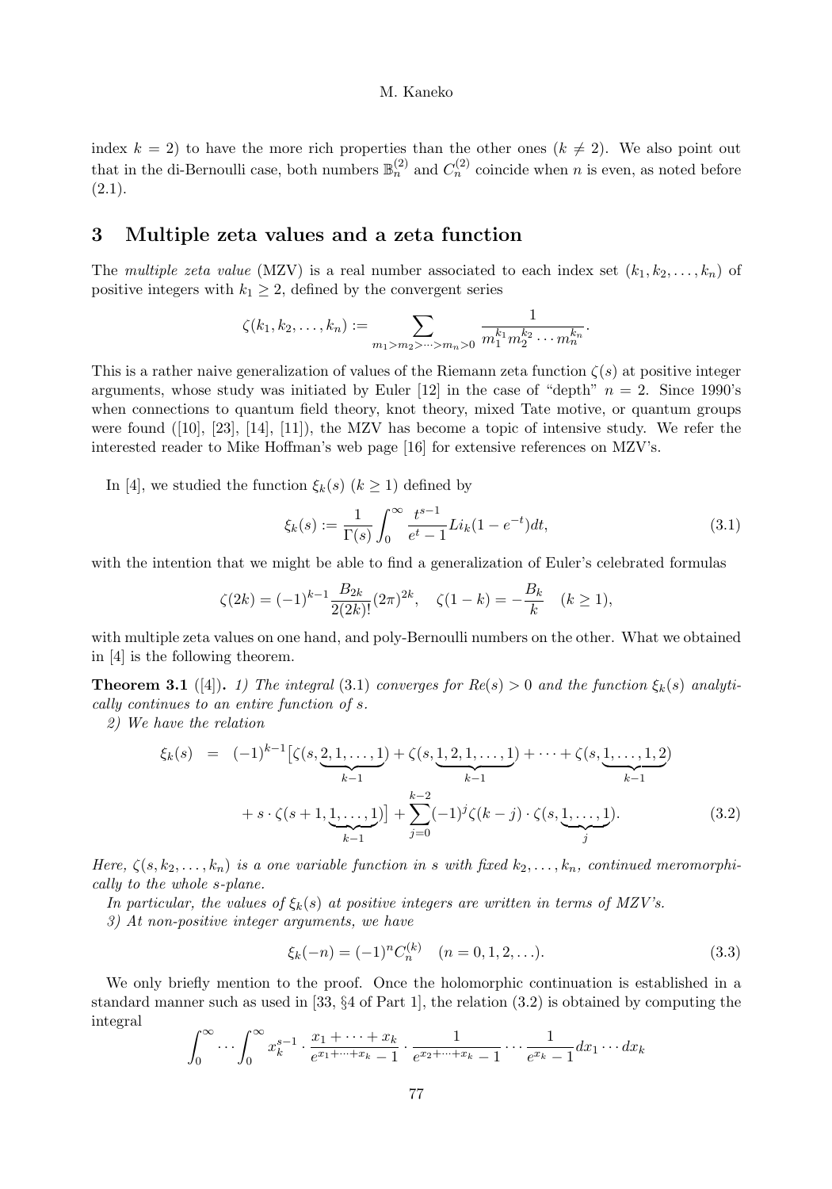index $k = 2$) to have the more rich properties than the other ones ($k \neq 2$). We also point out that in the di-Bernoulli case, both numbers $\mathbb{B}_n^{(2)}$ and $C_n^{(2)}$ coincide when $n$ is even, as noted before (2.1).

## 3 Multiple zeta values and a zeta function

The *multiple zeta value* (MZV) is a real number associated to each index set $(k_1, k_2, \ldots, k_n)$ of positive integers with $k_1 \geq 2$, defined by the convergent series

$$\zeta(k_1, k_2, \ldots, k_n) := \sum_{m_1 > m_2 > \cdots > m_n > 0} \frac{1}{m_1^{k_1} m_2^{k_2} \cdots m_n^{k_n}}.$$

This is a rather naive generalization of values of the Riemann zeta function $\zeta(s)$ at positive integer arguments, whose study was initiated by Euler [12] in the case of "depth" $n = 2$. Since 1990's when connections to quantum field theory, knot theory, mixed Tate motive, or quantum groups were found ([10], [23], [14], [11]), the MZV has become a topic of intensive study. We refer the interested reader to Mike Hoffman's web page [16] for extensive references on MZV's.

In [4], we studied the function $\xi_k(s)$ $(k \geq 1)$ defined by

$$\xi_k(s) := \frac{1}{\Gamma(s)} \int_0^\infty \frac{t^{s-1}}{e^t - 1} Li_k(1 - e^{-t}) dt, \tag{3.1}$$

with the intention that we might be able to find a generalization of Euler's celebrated formulas

$$\zeta(2k) = (-1)^{k-1} \frac{B_{2k}}{2(2k)!} (2\pi)^{2k}, \quad \zeta(1-k) = -\frac{B_k}{k} \quad (k \geq 1),$$

with multiple zeta values on one hand, and poly-Bernoulli numbers on the other. What we obtained in [4] is the following theorem.

**Theorem 3.1** ([4]). *1) The integral* (3.1) *converges for $Re(s) > 0$ and the function $\xi_k(s)$ analytically continues to an entire function of $s$.*

*2) We have the relation*

$$\begin{aligned}
\xi_k(s) &= (-1)^{k-1} \big[ \zeta(s, \underbrace{2, 1, \ldots, 1}_{k-1}) + \zeta(s, \underbrace{1, 2, 1, \ldots, 1}_{k-1}) + \cdots + \zeta(s, \underbrace{1, \ldots, 1, 2}_{k-1}) \\
&\quad + s \cdot \zeta(s+1, \underbrace{1, \ldots, 1}_{k-1}) \big] + \sum_{j=0}^{k-2} (-1)^j \zeta(k-j) \cdot \zeta(s, \underbrace{1, \ldots, 1}_{j}).
\end{aligned} \tag{3.2}$$

*Here, $\zeta(s, k_2, \ldots, k_n)$ is a one variable function in $s$ with fixed $k_2, \ldots, k_n$, continued meromorphically to the whole $s$-plane.*

*In particular, the values of $\xi_k(s)$ at positive integers are written in terms of MZV's.*

*3) At non-positive integer arguments, we have*

$$\xi_k(-n) = (-1)^n C_n^{(k)} \quad (n = 0, 1, 2, \ldots). \tag{3.3}$$

We only briefly mention to the proof. Once the holomorphic continuation is established in a standard manner such as used in [33, §4 of Part 1], the relation (3.2) is obtained by computing the integral

$$\int_0^\infty \cdots \int_0^\infty x_k^{s-1} \cdot \frac{x_1 + \cdots + x_k}{e^{x_1 + \cdots + x_k} - 1} \cdot \frac{1}{e^{x_2 + \cdots + x_k} - 1} \cdots \frac{1}{e^{x_k} - 1} dx_1 \cdots dx_k$$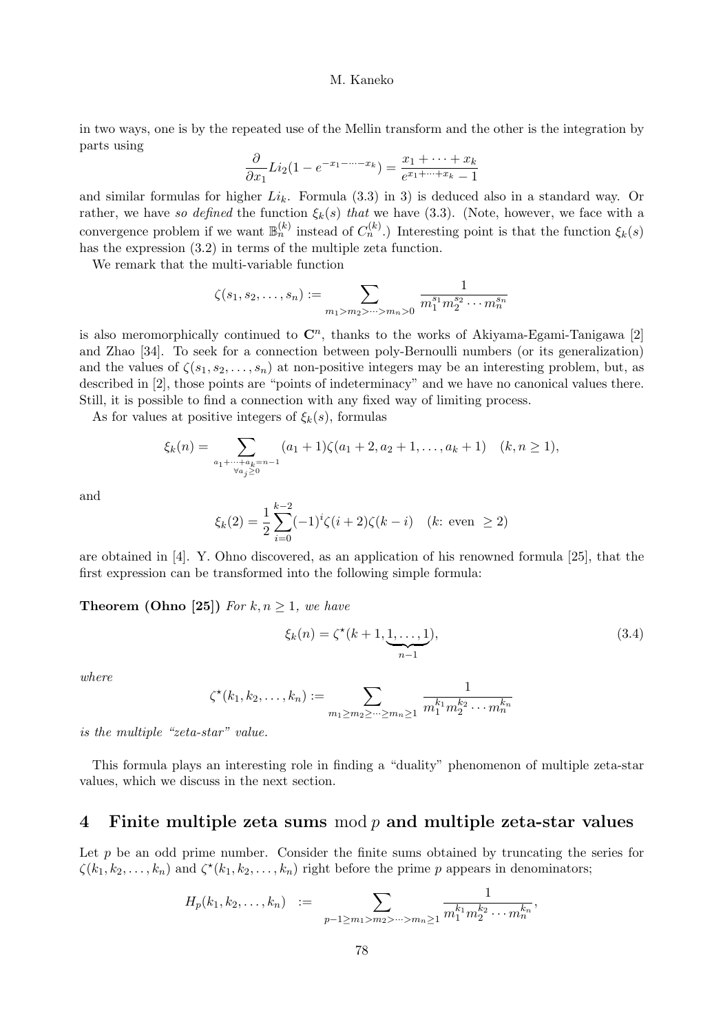in two ways, one is by the repeated use of the Mellin transform and the other is the integration by parts using

$$\frac{\partial}{\partial x_1} Li_2(1-e^{-x_1-\cdots-x_k}) = \frac{x_1+\cdots+x_k}{e^{x_1+\cdots+x_k}-1}$$

and similar formulas for higher $Li_k$. Formula (3.3) in 3) is deduced also in a standard way. Or rather, we have *so defined* the function $\xi_k(s)$ *that* we have (3.3). (Note, however, we face with a convergence problem if we want $\mathbb{B}_n^{(k)}$ instead of $C_n^{(k)}$.) Interesting point is that the function $\xi_k(s)$ has the expression (3.2) in terms of the multiple zeta function.

We remark that the multi-variable function

$$\zeta(s_1, s_2, \ldots, s_n) := \sum_{m_1 > m_2 > \cdots > m_n > 0} \frac{1}{m_1^{s_1} m_2^{s_2} \cdots m_n^{s_n}}$$

is also meromorphically continued to $\mathbf{C}^n$, thanks to the works of Akiyama-Egami-Tanigawa [2] and Zhao [34]. To seek for a connection between poly-Bernoulli numbers (or its generalization) and the values of $\zeta(s_1, s_2, \ldots, s_n)$ at non-positive integers may be an interesting problem, but, as described in [2], those points are "points of indeterminacy" and we have no canonical values there. Still, it is possible to find a connection with any fixed way of limiting process.

As for values at positive integers of $\xi_k(s)$, formulas

$$\xi_k(n) = \sum_{\substack{a_1+\cdots+a_k=n-1 \\ \forall a_j \geq 0}} (a_1+1)\zeta(a_1+2, a_2+1, \ldots, a_k+1) \quad (k, n \geq 1),$$

and

$$\xi_k(2) = \frac{1}{2}\sum_{i=0}^{k-2} (-1)^i \zeta(i+2)\zeta(k-i) \quad (k\text{: even } \geq 2)$$

are obtained in [4]. Y. Ohno discovered, as an application of his renowned formula [25], that the first expression can be transformed into the following simple formula:

**Theorem (Ohno [25])** *For $k, n \geq 1$, we have*

$$\xi_k(n) = \zeta^\star(k+1, \underbrace{1, \ldots, 1}_{n-1}), \tag{3.4}$$

*where*

$$\zeta^\star(k_1, k_2, \ldots, k_n) := \sum_{m_1 \geq m_2 \geq \cdots \geq m_n \geq 1} \frac{1}{m_1^{k_1} m_2^{k_2} \cdots m_n^{k_n}}$$

*is the multiple "zeta-star" value.*

This formula plays an interesting role in finding a "duality" phenomenon of multiple zeta-star values, which we discuss in the next section.

## 4 Finite multiple zeta sums mod $p$ and multiple zeta-star values

Let $p$ be an odd prime number. Consider the finite sums obtained by truncating the series for $\zeta(k_1, k_2, \ldots, k_n)$ and $\zeta^\star(k_1, k_2, \ldots, k_n)$ right before the prime $p$ appears in denominators;

$$H_p(k_1, k_2, \ldots, k_n) \;\; := \sum_{p-1 \geq m_1 > m_2 > \cdots > m_n \geq 1} \frac{1}{m_1^{k_1} m_2^{k_2} \cdots m_n^{k_n}},$$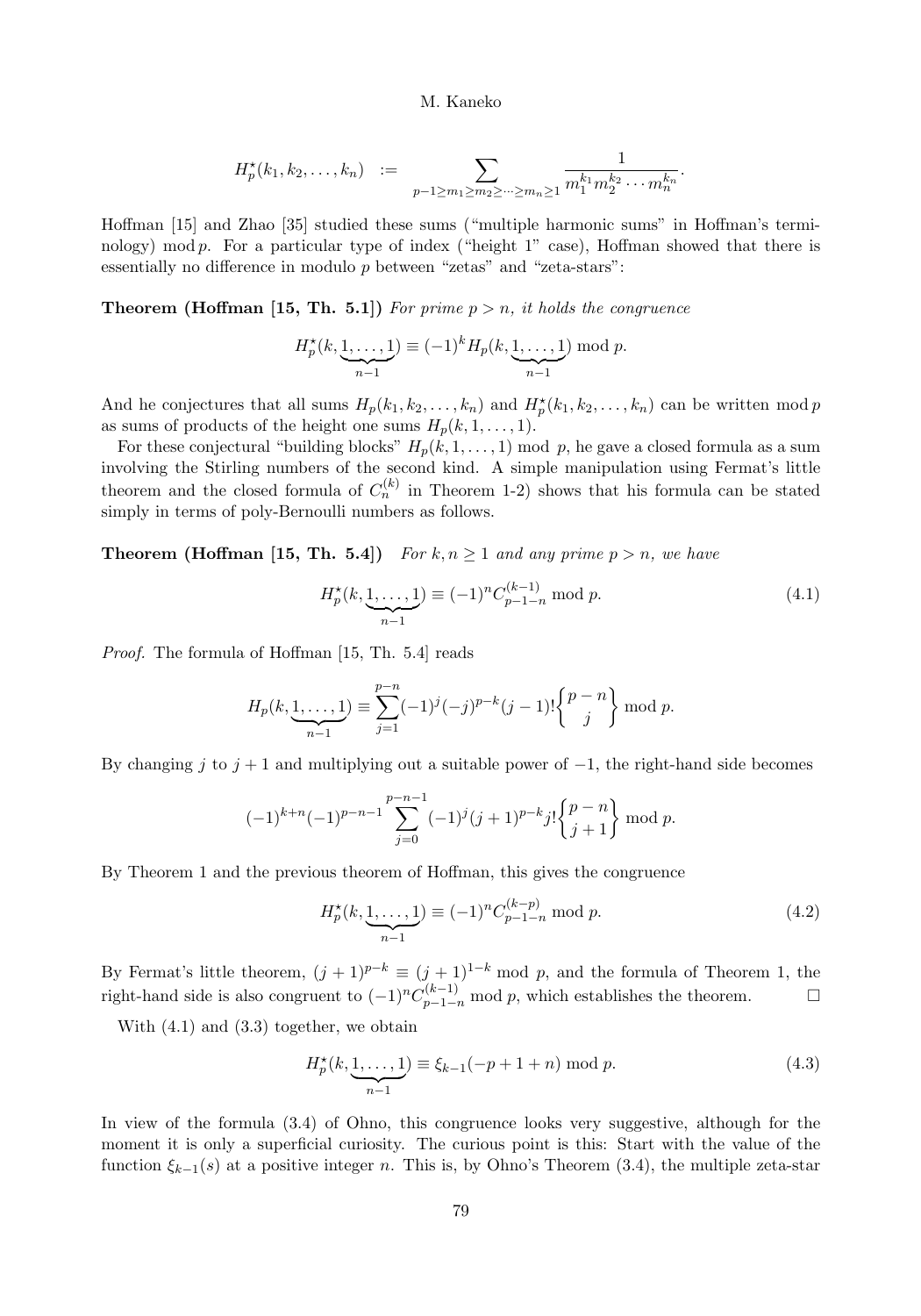$$H_p^\star(k_1, k_2, \ldots, k_n) \quad := \sum_{p-1 \geq m_1 \geq m_2 \geq \cdots \geq m_n \geq 1} \frac{1}{m_1^{k_1} m_2^{k_2} \cdots m_n^{k_n}}.$$

Hoffman [15] and Zhao [35] studied these sums ("multiple harmonic sums" in Hoffman's terminology) mod $p$. For a particular type of index ("height 1" case), Hoffman showed that there is essentially no difference in modulo $p$ between "zetas" and "zeta-stars":

**Theorem (Hoffman [15, Th. 5.1])** *For prime $p > n$, it holds the congruence*

$$H_p^\star(k, \underbrace{1, \ldots, 1}_{n-1}) \equiv (-1)^k H_p(k, \underbrace{1, \ldots, 1}_{n-1}) \bmod p.$$

And he conjectures that all sums $H_p(k_1, k_2, \ldots, k_n)$ and $H_p^\star(k_1, k_2, \ldots, k_n)$ can be written mod $p$ as sums of products of the height one sums $H_p(k, 1, \ldots, 1)$.

For these conjectural "building blocks" $H_p(k, 1, \ldots, 1)$ mod $p$, he gave a closed formula as a sum involving the Stirling numbers of the second kind. A simple manipulation using Fermat's little theorem and the closed formula of $C_n^{(k)}$ in Theorem 1-2) shows that his formula can be stated simply in terms of poly-Bernoulli numbers as follows.

**Theorem (Hoffman [15, Th. 5.4])** *For $k, n \geq 1$ and any prime $p > n$, we have*

$$H_p^\star(k, \underbrace{1, \ldots, 1}_{n-1}) \equiv (-1)^n C_{p-1-n}^{(k-1)} \bmod p. \tag{4.1}$$

*Proof.* The formula of Hoffman [15, Th. 5.4] reads

$$H_p(k, \underbrace{1, \ldots, 1}_{n-1}) \equiv \sum_{j=1}^{p-n} (-1)^j (-j)^{p-k} (j-1)! \begin{Bmatrix} p-n \\ j \end{Bmatrix} \bmod p.$$

By changing $j$ to $j+1$ and multiplying out a suitable power of $-1$, the right-hand side becomes

$$(-1)^{k+n}(-1)^{p-n-1} \sum_{j=0}^{p-n-1} (-1)^j (j+1)^{p-k} j! \begin{Bmatrix} p-n \\ j+1 \end{Bmatrix} \bmod p.$$

By Theorem 1 and the previous theorem of Hoffman, this gives the congruence

$$H_p^\star(k, \underbrace{1, \ldots, 1}_{n-1}) \equiv (-1)^n C_{p-1-n}^{(k-p)} \bmod p. \tag{4.2}$$

By Fermat's little theorem, $(j+1)^{p-k} \equiv (j+1)^{1-k} \bmod p$, and the formula of Theorem 1, the right-hand side is also congruent to $(-1)^n C_{p-1-n}^{(k-1)} \bmod p$, which establishes the theorem. $\square$

With (4.1) and (3.3) together, we obtain

$$H_p^\star(k, \underbrace{1, \ldots, 1}_{n-1}) \equiv \xi_{k-1}(-p+1+n) \bmod p. \tag{4.3}$$

In view of the formula (3.4) of Ohno, this congruence looks very suggestive, although for the moment it is only a superficial curiosity. The curious point is this: Start with the value of the function $\xi_{k-1}(s)$ at a positive integer $n$. This is, by Ohno's Theorem (3.4), the multiple zeta-star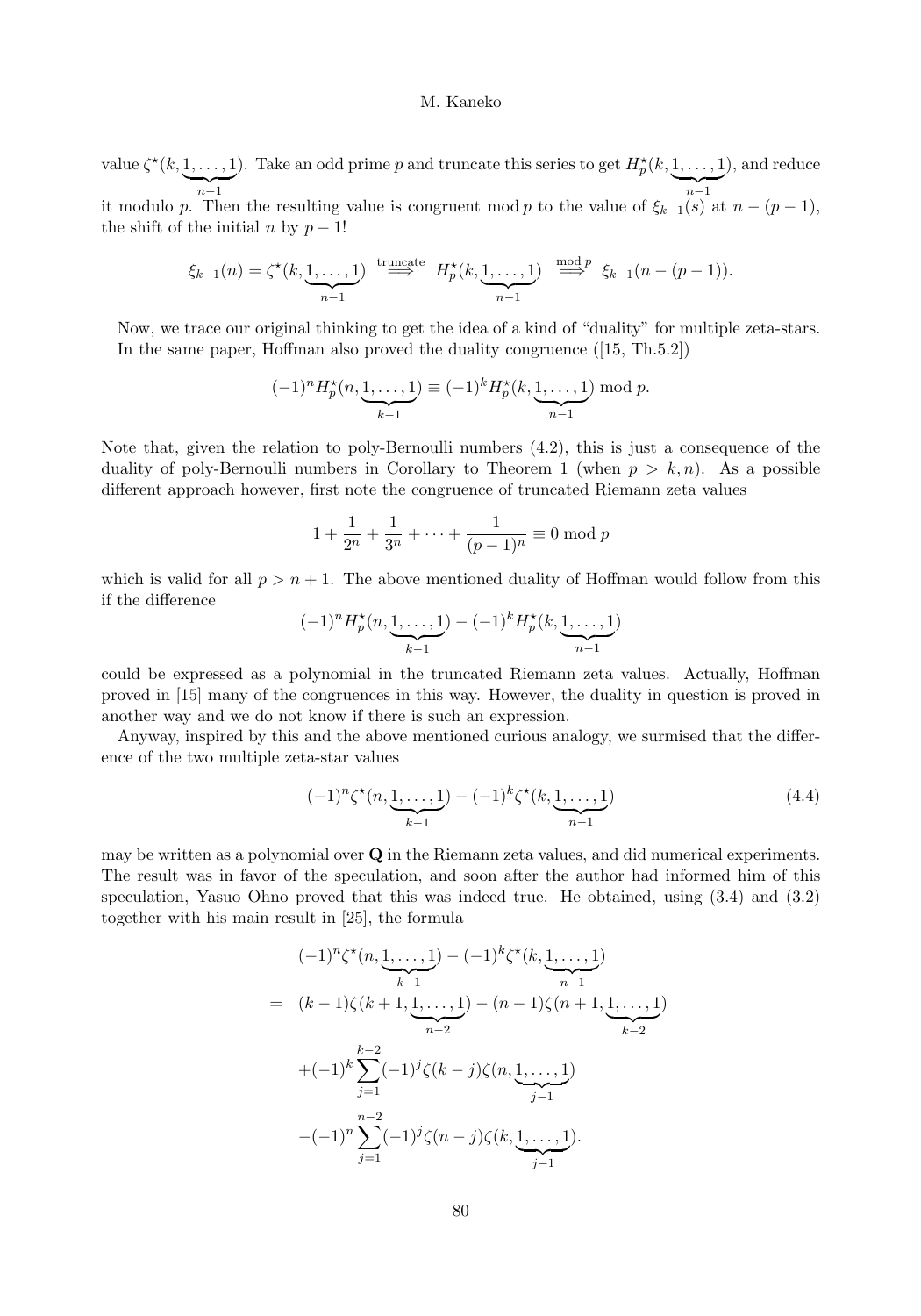value $\zeta^\star(k,\underbrace{1,\ldots,1}_{n-1})$. Take an odd prime $p$ and truncate this series to get $H_p^\star(k,\underbrace{1,\ldots,1}_{n-1})$, and reduce it modulo $p$. Then the resulting value is congruent mod $p$ to the value of $\xi_{k-1}(s)$ at $n-(p-1)$, the shift of the initial $n$ by $p-1$!

$$\xi_{k-1}(n) = \zeta^\star(k,\underbrace{1,\ldots,1}_{n-1}) \overset{\text{truncate}}{\Longrightarrow} H_p^\star(k,\underbrace{1,\ldots,1}_{n-1}) \overset{\text{mod}\, p}{\Longrightarrow} \xi_{k-1}(n-(p-1)).$$

Now, we trace our original thinking to get the idea of a kind of "duality" for multiple zeta-stars. In the same paper, Hoffman also proved the duality congruence ([15, Th.5.2])

$$(-1)^n H_p^\star(n,\underbrace{1,\ldots,1}_{k-1}) \equiv (-1)^k H_p^\star(k,\underbrace{1,\ldots,1}_{n-1}) \bmod p.$$

Note that, given the relation to poly-Bernoulli numbers (4.2), this is just a consequence of the duality of poly-Bernoulli numbers in Corollary to Theorem 1 (when $p > k, n$). As a possible different approach however, first note the congruence of truncated Riemann zeta values

$$1 + \frac{1}{2^n} + \frac{1}{3^n} + \cdots + \frac{1}{(p-1)^n} \equiv 0 \bmod p$$

which is valid for all $p > n+1$. The above mentioned duality of Hoffman would follow from this if the difference

$$(-1)^n H_p^\star(n,\underbrace{1,\ldots,1}_{k-1}) - (-1)^k H_p^\star(k,\underbrace{1,\ldots,1}_{n-1})$$

could be expressed as a polynomial in the truncated Riemann zeta values. Actually, Hoffman proved in [15] many of the congruences in this way. However, the duality in question is proved in another way and we do not know if there is such an expression.

Anyway, inspired by this and the above mentioned curious analogy, we surmised that the difference of the two multiple zeta-star values

$$(-1)^n \zeta^\star(n,\underbrace{1,\ldots,1}_{k-1}) - (-1)^k \zeta^\star(k,\underbrace{1,\ldots,1}_{n-1}) \tag{4.4}$$

may be written as a polynomial over $\mathbf{Q}$ in the Riemann zeta values, and did numerical experiments. The result was in favor of the speculation, and soon after the author had informed him of this speculation, Yasuo Ohno proved that this was indeed true. He obtained, using (3.4) and (3.2) together with his main result in [25], the formula

$$\begin{aligned}
&(-1)^n \zeta^\star(n,\underbrace{1,\ldots,1}_{k-1}) - (-1)^k \zeta^\star(k,\underbrace{1,\ldots,1}_{n-1}) \\
= \;& (k-1)\zeta(k+1,\underbrace{1,\ldots,1}_{n-2}) - (n-1)\zeta(n+1,\underbrace{1,\ldots,1}_{k-2}) \\
&+(-1)^k \sum_{j=1}^{k-2} (-1)^j \zeta(k-j)\zeta(n,\underbrace{1,\ldots,1}_{j-1}) \\
&-(-1)^n \sum_{j=1}^{n-2} (-1)^j \zeta(n-j)\zeta(k,\underbrace{1,\ldots,1}_{j-1}).
\end{aligned}$$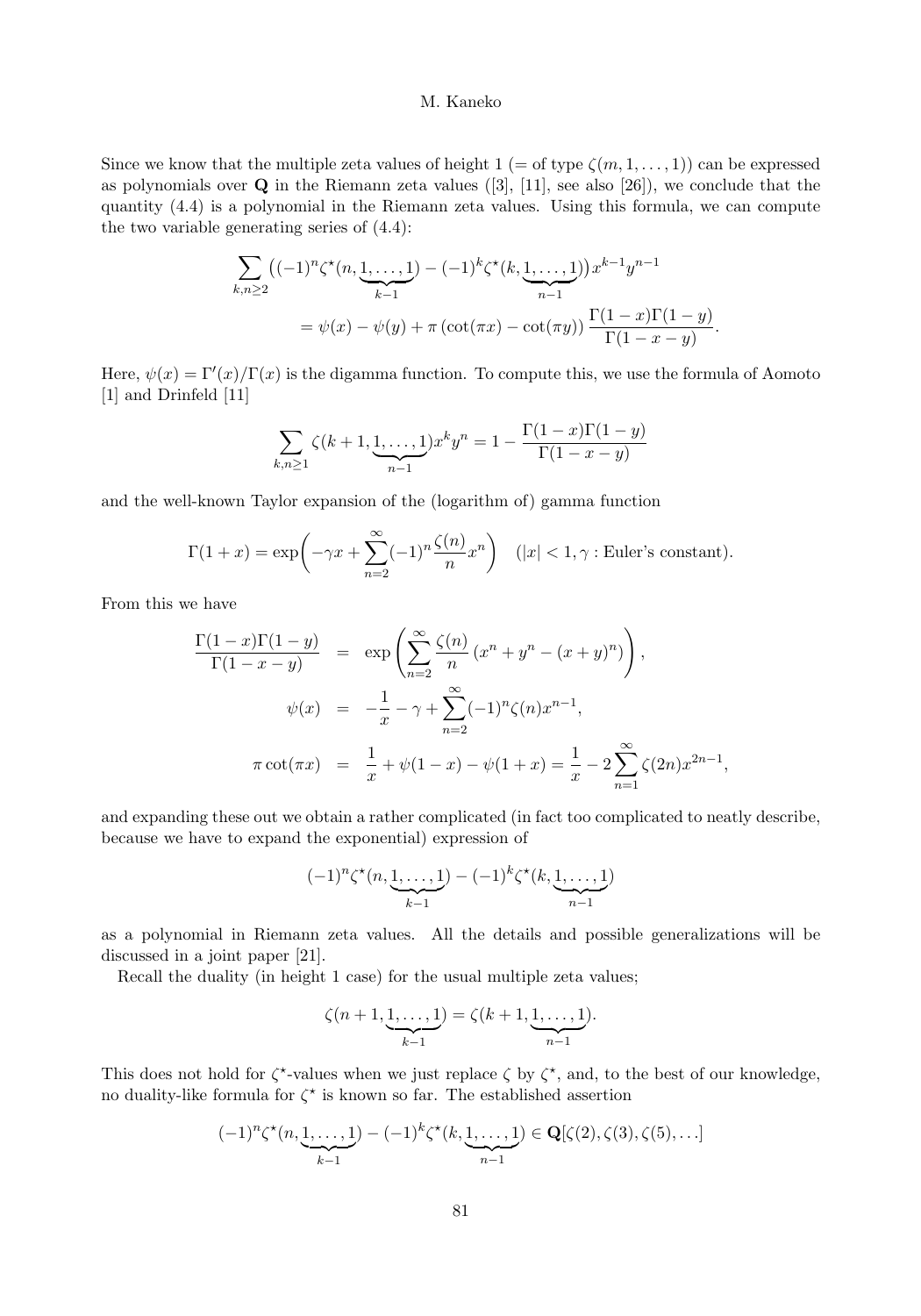Since we know that the multiple zeta values of height 1 (= of type $\zeta(m,1,\ldots,1)$) can be expressed as polynomials over $\mathbf{Q}$ in the Riemann zeta values ([3], [11], see also [26]), we conclude that the quantity (4.4) is a polynomial in the Riemann zeta values. Using this formula, we can compute the two variable generating series of (4.4):

$$\sum_{k,n\geq 2}\big((-1)^n\zeta^\star(n,\underbrace{1,\ldots,1}_{k-1})-(-1)^k\zeta^\star(k,\underbrace{1,\ldots,1}_{n-1})\big)x^{k-1}y^{n-1}$$
$$=\psi(x)-\psi(y)+\pi\left(\cot(\pi x)-\cot(\pi y)\right)\frac{\Gamma(1-x)\Gamma(1-y)}{\Gamma(1-x-y)}.$$

Here, $\psi(x)=\Gamma'(x)/\Gamma(x)$ is the digamma function. To compute this, we use the formula of Aomoto [1] and Drinfeld [11]

$$\sum_{k,n\geq 1}\zeta(k+1,\underbrace{1,\ldots,1}_{n-1})x^ky^n=1-\frac{\Gamma(1-x)\Gamma(1-y)}{\Gamma(1-x-y)}$$

and the well-known Taylor expansion of the (logarithm of) gamma function

$$\Gamma(1+x)=\exp\!\left(-\gamma x+\sum_{n=2}^{\infty}(-1)^n\frac{\zeta(n)}{n}x^n\right)\quad(|x|<1,\gamma:\text{Euler's constant}).$$

From this we have

$$\begin{aligned}
\frac{\Gamma(1-x)\Gamma(1-y)}{\Gamma(1-x-y)} &= \exp\left(\sum_{n=2}^{\infty}\frac{\zeta(n)}{n}\left(x^n+y^n-(x+y)^n\right)\right),\\
\psi(x) &= -\frac{1}{x}-\gamma+\sum_{n=2}^{\infty}(-1)^n\zeta(n)x^{n-1},\\
\pi\cot(\pi x) &= \frac{1}{x}+\psi(1-x)-\psi(1+x)=\frac{1}{x}-2\sum_{n=1}^{\infty}\zeta(2n)x^{2n-1},
\end{aligned}$$

and expanding these out we obtain a rather complicated (in fact too complicated to neatly describe, because we have to expand the exponential) expression of

$$(-1)^n\zeta^\star(n,\underbrace{1,\ldots,1}_{k-1})-(-1)^k\zeta^\star(k,\underbrace{1,\ldots,1}_{n-1})$$

as a polynomial in Riemann zeta values. All the details and possible generalizations will be discussed in a joint paper [21].

Recall the duality (in height 1 case) for the usual multiple zeta values;

$$\zeta(n+1,\underbrace{1,\ldots,1}_{k-1})=\zeta(k+1,\underbrace{1,\ldots,1}_{n-1}).$$

This does not hold for $\zeta^\star$-values when we just replace $\zeta$ by $\zeta^\star$, and, to the best of our knowledge, no duality-like formula for $\zeta^\star$ is known so far. The established assertion

$$(-1)^n\zeta^\star(n,\underbrace{1,\ldots,1}_{k-1})-(-1)^k\zeta^\star(k,\underbrace{1,\ldots,1}_{n-1})\in\mathbf{Q}[\zeta(2),\zeta(3),\zeta(5),\ldots]$$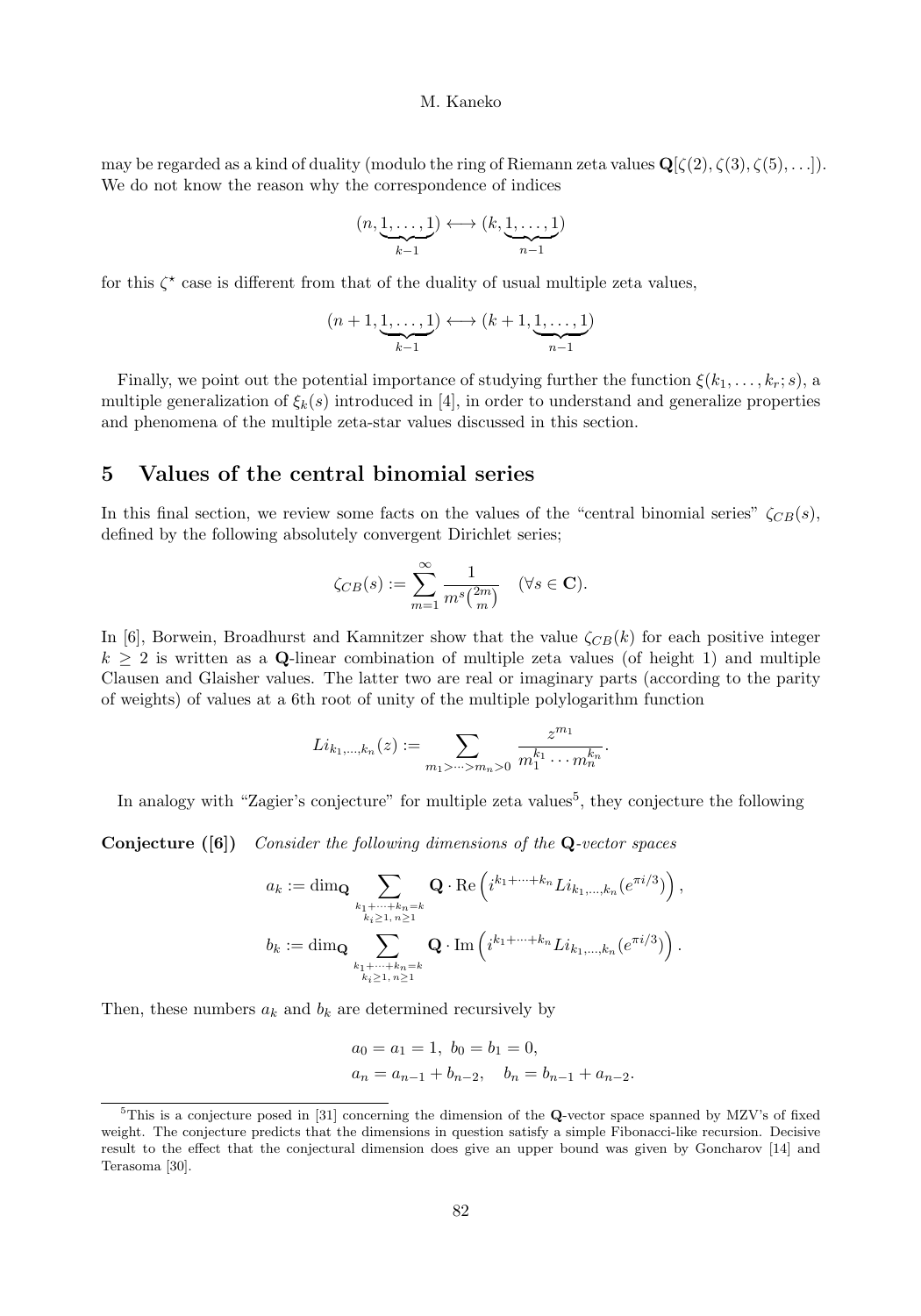may be regarded as a kind of duality (modulo the ring of Riemann zeta values $\mathbf{Q}[\zeta(2), \zeta(3), \zeta(5), \ldots]$). We do not know the reason why the correspondence of indices

$$(n, \underbrace{1, \ldots, 1}_{k-1}) \longleftrightarrow (k, \underbrace{1, \ldots, 1}_{n-1})$$

for this $\zeta^\star$ case is different from that of the duality of usual multiple zeta values,

$$(n+1, \underbrace{1, \ldots, 1}_{k-1}) \longleftrightarrow (k+1, \underbrace{1, \ldots, 1}_{n-1})$$

Finally, we point out the potential importance of studying further the function $\xi(k_1, \ldots, k_r; s)$, a multiple generalization of $\xi_k(s)$ introduced in [4], in order to understand and generalize properties and phenomena of the multiple zeta-star values discussed in this section.

## 5 Values of the central binomial series

In this final section, we review some facts on the values of the "central binomial series" $\zeta_{CB}(s)$, defined by the following absolutely convergent Dirichlet series;

$$\zeta_{CB}(s) := \sum_{m=1}^{\infty} \frac{1}{m^s \binom{2m}{m}} \quad (\forall s \in \mathbf{C}).$$

In [6], Borwein, Broadhurst and Kamnitzer show that the value $\zeta_{CB}(k)$ for each positive integer $k \geq 2$ is written as a $\mathbf{Q}$-linear combination of multiple zeta values (of height 1) and multiple Clausen and Glaisher values. The latter two are real or imaginary parts (according to the parity of weights) of values at a 6th root of unity of the multiple polylogarithm function

$$Li_{k_1,\ldots,k_n}(z) := \sum_{m_1 > \cdots > m_n > 0} \frac{z^{m_1}}{m_1^{k_1} \cdots m_n^{k_n}}.$$

In analogy with "Zagier's conjecture" for multiple zeta values[5], they conjecture the following

**Conjecture ([6])** *Consider the following dimensions of the* $\mathbf{Q}$*-vector spaces*

$$a_k := \dim_{\mathbf{Q}} \sum_{\substack{k_1+\cdots+k_n=k \\ k_i \geq 1,\, n \geq 1}} \mathbf{Q} \cdot \mathrm{Re}\left(i^{k_1+\cdots+k_n} Li_{k_1,\ldots,k_n}(e^{\pi i/3})\right),$$

$$b_k := \dim_{\mathbf{Q}} \sum_{\substack{k_1+\cdots+k_n=k \\ k_i \geq 1,\, n \geq 1}} \mathbf{Q} \cdot \mathrm{Im}\left(i^{k_1+\cdots+k_n} Li_{k_1,\ldots,k_n}(e^{\pi i/3})\right).$$

Then, these numbers $a_k$ and $b_k$ are determined recursively by

$$a_0 = a_1 = 1,\ b_0 = b_1 = 0,$$
$$a_n = a_{n-1} + b_{n-2}, \quad b_n = b_{n-1} + a_{n-2}.$$

---

[5]This is a conjecture posed in [31] concerning the dimension of the $\mathbf{Q}$-vector space spanned by MZV's of fixed weight. The conjecture predicts that the dimensions in question satisfy a simple Fibonacci-like recursion. Decisive result to the effect that the conjectural dimension does give an upper bound was given by Goncharov [14] and Terasoma [30].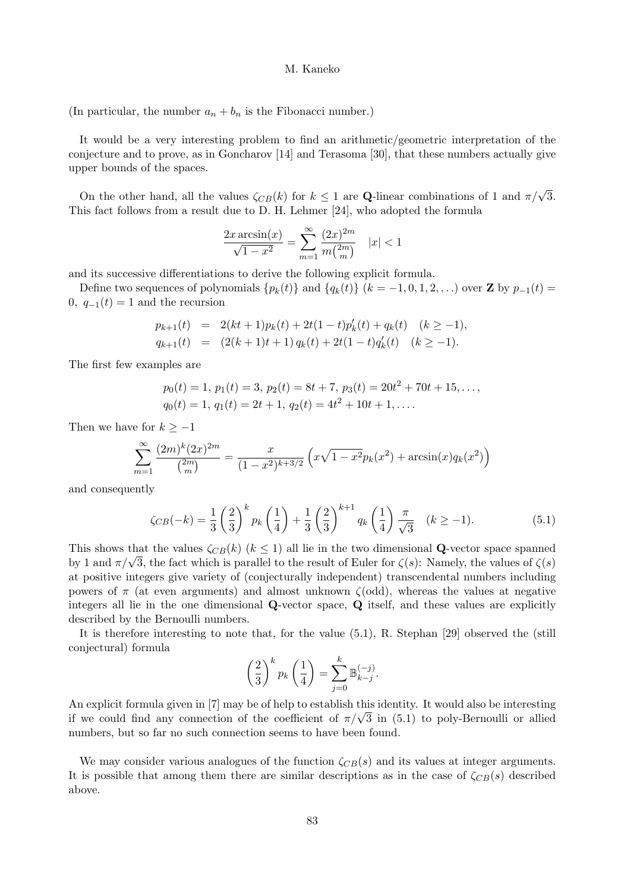(In particular, the number $a_n + b_n$ is the Fibonacci number.)

It would be a very interesting problem to find an arithmetic/geometric interpretation of the conjecture and to prove, as in Goncharov [14] and Terasoma [30], that these numbers actually give upper bounds of the spaces.

On the other hand, all the values $\zeta_{CB}(k)$ for $k \le 1$ are **Q**-linear combinations of 1 and $\pi/\sqrt{3}$. This fact follows from a result due to D. H. Lehmer [24], who adopted the formula

$$\frac{2x\arcsin(x)}{\sqrt{1-x^2}} = \sum_{m=1}^{\infty} \frac{(2x)^{2m}}{m\binom{2m}{m}} \quad |x| < 1$$

and its successive differentiations to derive the following explicit formula.

Define two sequences of polynomials $\{p_k(t)\}$ and $\{q_k(t)\}$ $(k = -1, 0, 1, 2, \ldots)$ over **Z** by $p_{-1}(t) = 0,\ q_{-1}(t) = 1$ and the recursion

$$\begin{aligned} p_{k+1}(t) &= 2(kt+1)p_k(t) + 2t(1-t)p_k'(t) + q_k(t) \quad (k \ge -1), \\ q_{k+1}(t) &= (2(k+1)t+1)\, q_k(t) + 2t(1-t)q_k'(t) \quad (k \ge -1). \end{aligned}$$

The first few examples are

$$\begin{aligned} &p_0(t) = 1,\ p_1(t) = 3,\ p_2(t) = 8t + 7,\ p_3(t) = 20t^2 + 70t + 15, \ldots, \\ &q_0(t) = 1,\ q_1(t) = 2t + 1,\ q_2(t) = 4t^2 + 10t + 1, \ldots. \end{aligned}$$

Then we have for $k \ge -1$

$$\sum_{m=1}^{\infty} \frac{(2m)^k (2x)^{2m}}{\binom{2m}{m}} = \frac{x}{(1-x^2)^{k+3/2}} \left( x\sqrt{1-x^2}\, p_k(x^2) + \arcsin(x) q_k(x^2) \right)$$

and consequently

$$\zeta_{CB}(-k) = \frac{1}{3}\left(\frac{2}{3}\right)^k p_k\left(\frac{1}{4}\right) + \frac{1}{3}\left(\frac{2}{3}\right)^{k+1} q_k\left(\frac{1}{4}\right)\frac{\pi}{\sqrt{3}} \quad (k \ge -1). \tag{5.1}$$

This shows that the values $\zeta_{CB}(k)$ $(k \le 1)$ all lie in the two dimensional **Q**-vector space spanned by 1 and $\pi/\sqrt{3}$, the fact which is parallel to the result of Euler for $\zeta(s)$: Namely, the values of $\zeta(s)$ at positive integers give variety of (conjecturally independent) transcendental numbers including powers of $\pi$ (at even arguments) and almost unknown $\zeta$(odd), whereas the values at negative integers all lie in the one dimensional **Q**-vector space, **Q** itself, and these values are explicitly described by the Bernoulli numbers.

It is therefore interesting to note that, for the value (5.1), R. Stephan [29] observed the (still conjectural) formula

$$\left(\frac{2}{3}\right)^k p_k\left(\frac{1}{4}\right) = \sum_{j=0}^{k} \mathbb{B}_{k-j}^{(-j)}.$$

An explicit formula given in [7] may be of help to establish this identity. It would also be interesting if we could find any connection of the coefficient of $\pi/\sqrt{3}$ in (5.1) to poly-Bernoulli or allied numbers, but so far no such connection seems to have been found.

We may consider various analogues of the function $\zeta_{CB}(s)$ and its values at integer arguments. It is possible that among them there are similar descriptions as in the case of $\zeta_{CB}(s)$ described above.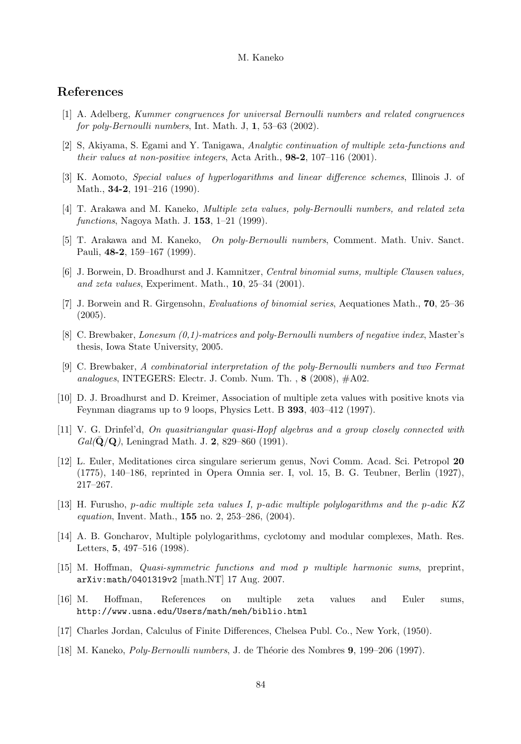## References

[1] A. Adelberg, *Kummer congruences for universal Bernoulli numbers and related congruences for poly-Bernoulli numbers*, Int. Math. J, **1**, 53–63 (2002).

[2] S, Akiyama, S. Egami and Y. Tanigawa, *Analytic continuation of multiple zeta-functions and their values at non-positive integers*, Acta Arith., **98-2**, 107–116 (2001).

[3] K. Aomoto, *Special values of hyperlogarithms and linear difference schemes*, Illinois J. of Math., **34-2**, 191–216 (1990).

[4] T. Arakawa and M. Kaneko, *Multiple zeta values, poly-Bernoulli numbers, and related zeta functions*, Nagoya Math. J. **153**, 1–21 (1999).

[5] T. Arakawa and M. Kaneko, *On poly-Bernoulli numbers*, Comment. Math. Univ. Sanct. Pauli, **48-2**, 159–167 (1999).

[6] J. Borwein, D. Broadhurst and J. Kamnitzer, *Central binomial sums, multiple Clausen values, and zeta values*, Experiment. Math., **10**, 25–34 (2001).

[7] J. Borwein and R. Girgensohn, *Evaluations of binomial series*, Aequationes Math., **70**, 25–36 (2005).

[8] C. Brewbaker, *Lonesum (0,1)-matrices and poly-Bernoulli numbers of negative index*, Master's thesis, Iowa State University, 2005.

[9] C. Brewbaker, *A combinatorial interpretation of the poly-Bernoulli numbers and two Fermat analogues*, INTEGERS: Electr. J. Comb. Num. Th. , **8** (2008), #A02.

[10] D. J. Broadhurst and D. Kreimer, Association of multiple zeta values with positive knots via Feynman diagrams up to 9 loops, Physics Lett. B **393**, 403–412 (1997).

[11] V. G. Drinfel'd, *On quasitriangular quasi-Hopf algebras and a group closely connected with Gal($\bar{\mathbf{Q}}/\mathbf{Q}$)*, Leningrad Math. J. **2**, 829–860 (1991).

[12] L. Euler, Meditationes circa singulare serierum genus, Novi Comm. Acad. Sci. Petropol **20** (1775), 140–186, reprinted in Opera Omnia ser. I, vol. 15, B. G. Teubner, Berlin (1927), 217–267.

[13] H. Furusho, *p-adic multiple zeta values I, p-adic multiple polylogarithms and the p-adic KZ equation*, Invent. Math., **155** no. 2, 253–286, (2004).

[14] A. B. Goncharov, Multiple polylogarithms, cyclotomy and modular complexes, Math. Res. Letters, **5**, 497–516 (1998).

[15] M. Hoffman, *Quasi-symmetric functions and mod p multiple harmonic sums*, preprint, `arXiv:math/0401319v2` [math.NT] 17 Aug. 2007.

[16] M. Hoffman, References on multiple zeta values and Euler sums, `http://www.usna.edu/Users/math/meh/biblio.html`

[17] Charles Jordan, Calculus of Finite Differences, Chelsea Publ. Co., New York, (1950).

[18] M. Kaneko, *Poly-Bernoulli numbers*, J. de Théorie des Nombres **9**, 199–206 (1997).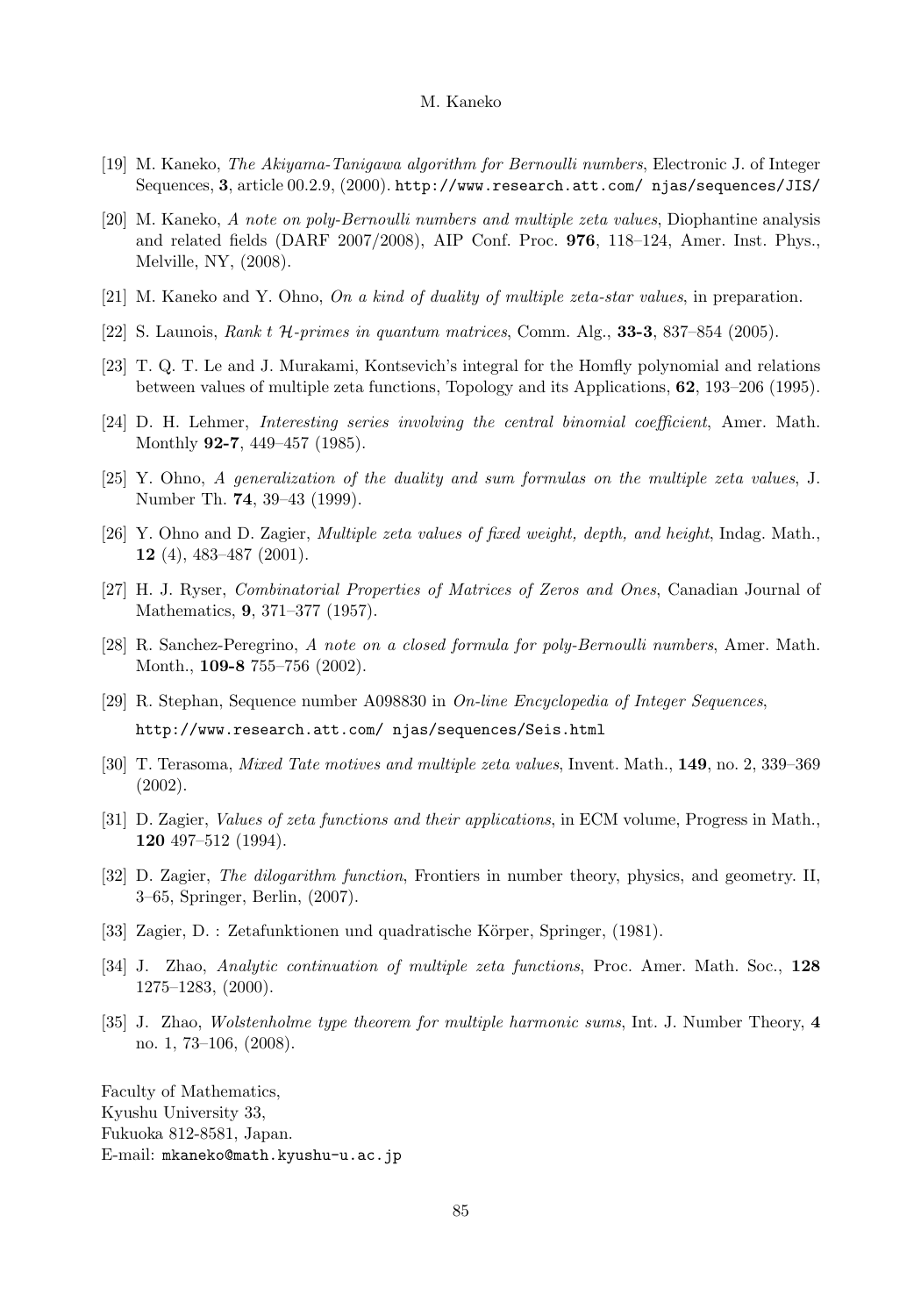[19] M. Kaneko, *The Akiyama-Tanigawa algorithm for Bernoulli numbers*, Electronic J. of Integer Sequences, **3**, article 00.2.9, (2000). `http://www.research.att.com/ njas/sequences/JIS/`

[20] M. Kaneko, *A note on poly-Bernoulli numbers and multiple zeta values*, Diophantine analysis and related fields (DARF 2007/2008), AIP Conf. Proc. **976**, 118–124, Amer. Inst. Phys., Melville, NY, (2008).

[21] M. Kaneko and Y. Ohno, *On a kind of duality of multiple zeta-star values*, in preparation.

[22] S. Launois, *Rank t $\mathcal{H}$-primes in quantum matrices*, Comm. Alg., **33-3**, 837–854 (2005).

[23] T. Q. T. Le and J. Murakami, Kontsevich's integral for the Homfly polynomial and relations between values of multiple zeta functions, Topology and its Applications, **62**, 193–206 (1995).

[24] D. H. Lehmer, *Interesting series involving the central binomial coefficient*, Amer. Math. Monthly **92-7**, 449–457 (1985).

[25] Y. Ohno, *A generalization of the duality and sum formulas on the multiple zeta values*, J. Number Th. **74**, 39–43 (1999).

[26] Y. Ohno and D. Zagier, *Multiple zeta values of fixed weight, depth, and height*, Indag. Math., **12** (4), 483–487 (2001).

[27] H. J. Ryser, *Combinatorial Properties of Matrices of Zeros and Ones*, Canadian Journal of Mathematics, **9**, 371–377 (1957).

[28] R. Sanchez-Peregrino, *A note on a closed formula for poly-Bernoulli numbers*, Amer. Math. Month., **109-8** 755–756 (2002).

[29] R. Stephan, Sequence number A098830 in *On-line Encyclopedia of Integer Sequences*, `http://www.research.att.com/ njas/sequences/Seis.html`

[30] T. Terasoma, *Mixed Tate motives and multiple zeta values*, Invent. Math., **149**, no. 2, 339–369 (2002).

[31] D. Zagier, *Values of zeta functions and their applications*, in ECM volume, Progress in Math., **120** 497–512 (1994).

[32] D. Zagier, *The dilogarithm function*, Frontiers in number theory, physics, and geometry. II, 3–65, Springer, Berlin, (2007).

[33] Zagier, D. : Zetafunktionen und quadratische Körper, Springer, (1981).

[34] J. Zhao, *Analytic continuation of multiple zeta functions*, Proc. Amer. Math. Soc., **128** 1275–1283, (2000).

[35] J. Zhao, *Wolstenholme type theorem for multiple harmonic sums*, Int. J. Number Theory, **4** no. 1, 73–106, (2008).

Faculty of Mathematics,
Kyushu University 33,
Fukuoka 812-8581, Japan.
E-mail: `mkaneko@math.kyushu-u.ac.jp`